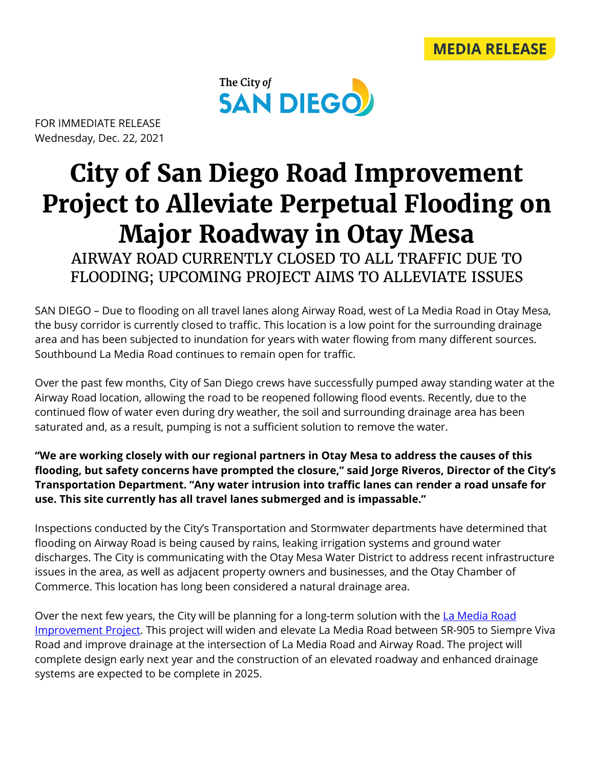MEDIA RELEASE

The City of SAN DIEGO

FOR IMMEDIATE RELEASE
Wednesday, Dec. 22, 2021

# City of San Diego Road Improvement Project to Alleviate Perpetual Flooding on Major Roadway in Otay Mesa

## AIRWAY ROAD CURRENTLY CLOSED TO ALL TRAFFIC DUE TO FLOODING; UPCOMING PROJECT AIMS TO ALLEVIATE ISSUES

SAN DIEGO – Due to flooding on all travel lanes along Airway Road, west of La Media Road in Otay Mesa, the busy corridor is currently closed to traffic. This location is a low point for the surrounding drainage area and has been subjected to inundation for years with water flowing from many different sources. Southbound La Media Road continues to remain open for traffic.

Over the past few months, City of San Diego crews have successfully pumped away standing water at the Airway Road location, allowing the road to be reopened following flood events. Recently, due to the continued flow of water even during dry weather, the soil and surrounding drainage area has been saturated and, as a result, pumping is not a sufficient solution to remove the water.

**"We are working closely with our regional partners in Otay Mesa to address the causes of this flooding, but safety concerns have prompted the closure," said Jorge Riveros, Director of the City's Transportation Department. "Any water intrusion into traffic lanes can render a road unsafe for use. This site currently has all travel lanes submerged and is impassable."**

Inspections conducted by the City's Transportation and Stormwater departments have determined that flooding on Airway Road is being caused by rains, leaking irrigation systems and ground water discharges. The City is communicating with the Otay Mesa Water District to address recent infrastructure issues in the area, as well as adjacent property owners and businesses, and the Otay Chamber of Commerce. This location has long been considered a natural drainage area.

Over the next few years, the City will be planning for a long-term solution with the La Media Road Improvement Project. This project will widen and elevate La Media Road between SR-905 to Siempre Viva Road and improve drainage at the intersection of La Media Road and Airway Road. The project will complete design early next year and the construction of an elevated roadway and enhanced drainage systems are expected to be complete in 2025.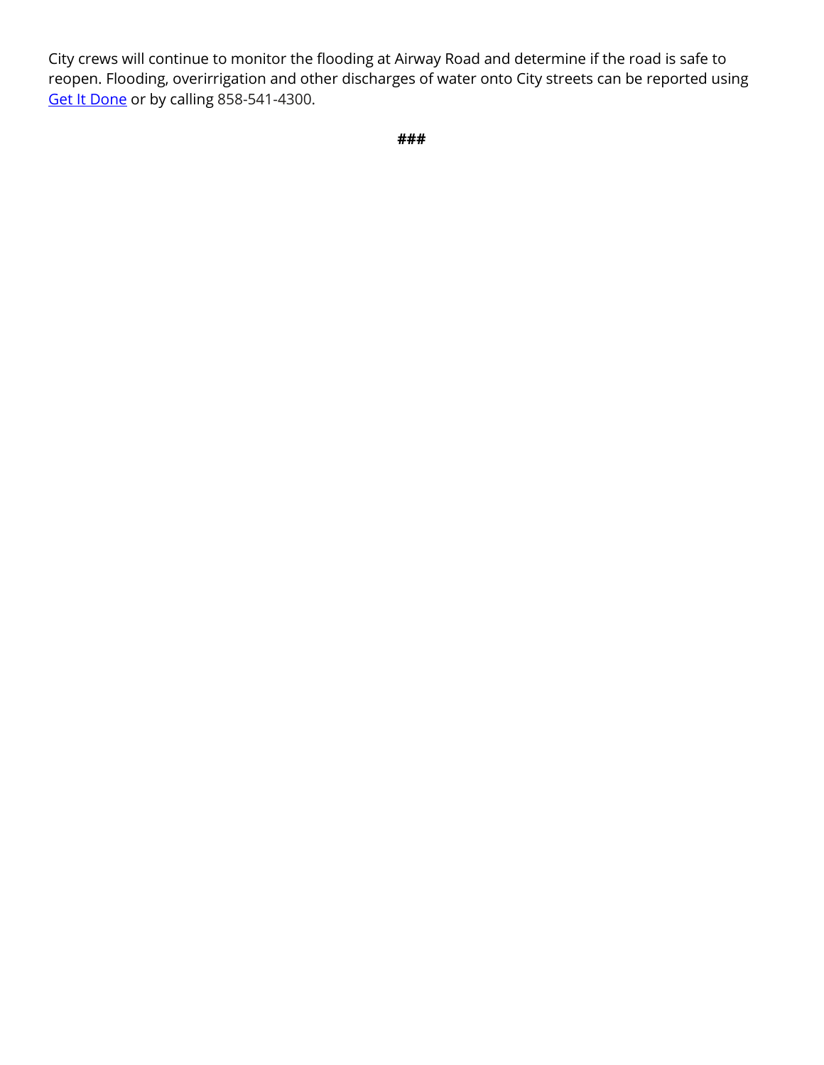City crews will continue to monitor the flooding at Airway Road and determine if the road is safe to reopen. Flooding, overirrigation and other discharges of water onto City streets can be reported using Get It Done or by calling 858-541-4300.

**###**